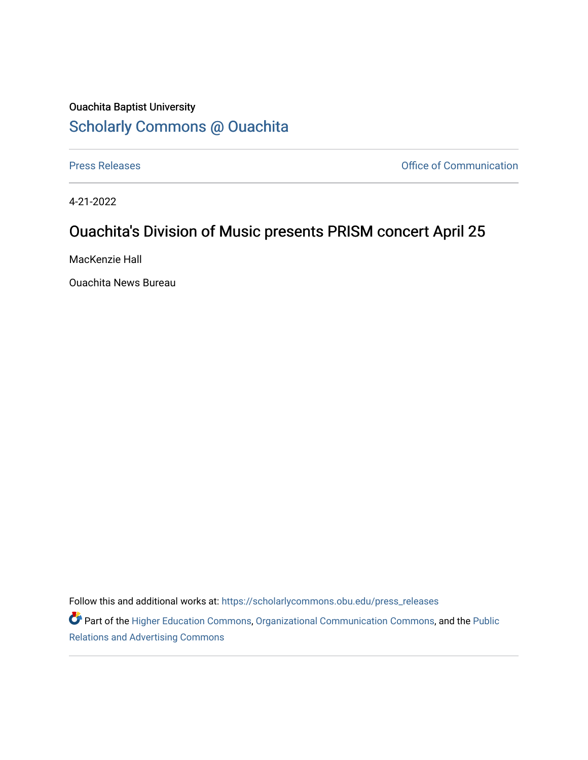Ouachita Baptist University

## Scholarly Commons @ Ouachita

Press Releases

Office of Communication

4-21-2022

# Ouachita's Division of Music presents PRISM concert April 25

MacKenzie Hall

Ouachita News Bureau

Follow this and additional works at: https://scholarlycommons.obu.edu/press_releases

Part of the Higher Education Commons, Organizational Communication Commons, and the Public Relations and Advertising Commons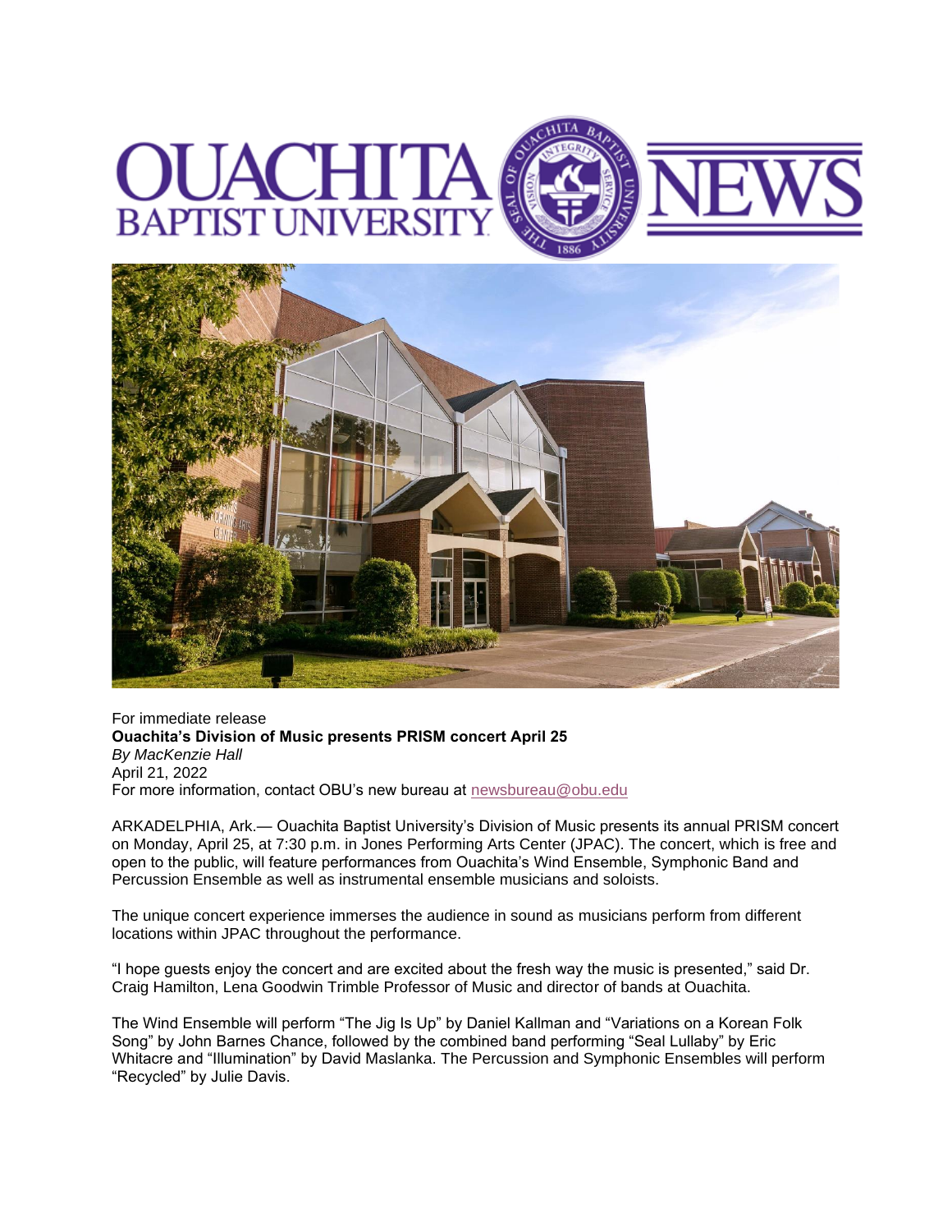For immediate release

**Ouachita's Division of Music presents PRISM concert April 25**

*By MacKenzie Hall*

April 21, 2022

For more information, contact OBU's new bureau at newsbureau@obu.edu

ARKADELPHIA, Ark.— Ouachita Baptist University's Division of Music presents its annual PRISM concert on Monday, April 25, at 7:30 p.m. in Jones Performing Arts Center (JPAC). The concert, which is free and open to the public, will feature performances from Ouachita's Wind Ensemble, Symphonic Band and Percussion Ensemble as well as instrumental ensemble musicians and soloists.

The unique concert experience immerses the audience in sound as musicians perform from different locations within JPAC throughout the performance.

"I hope guests enjoy the concert and are excited about the fresh way the music is presented," said Dr. Craig Hamilton, Lena Goodwin Trimble Professor of Music and director of bands at Ouachita.

The Wind Ensemble will perform "The Jig Is Up" by Daniel Kallman and "Variations on a Korean Folk Song" by John Barnes Chance, followed by the combined band performing "Seal Lullaby" by Eric Whitacre and "Illumination" by David Maslanka. The Percussion and Symphonic Ensembles will perform "Recycled" by Julie Davis.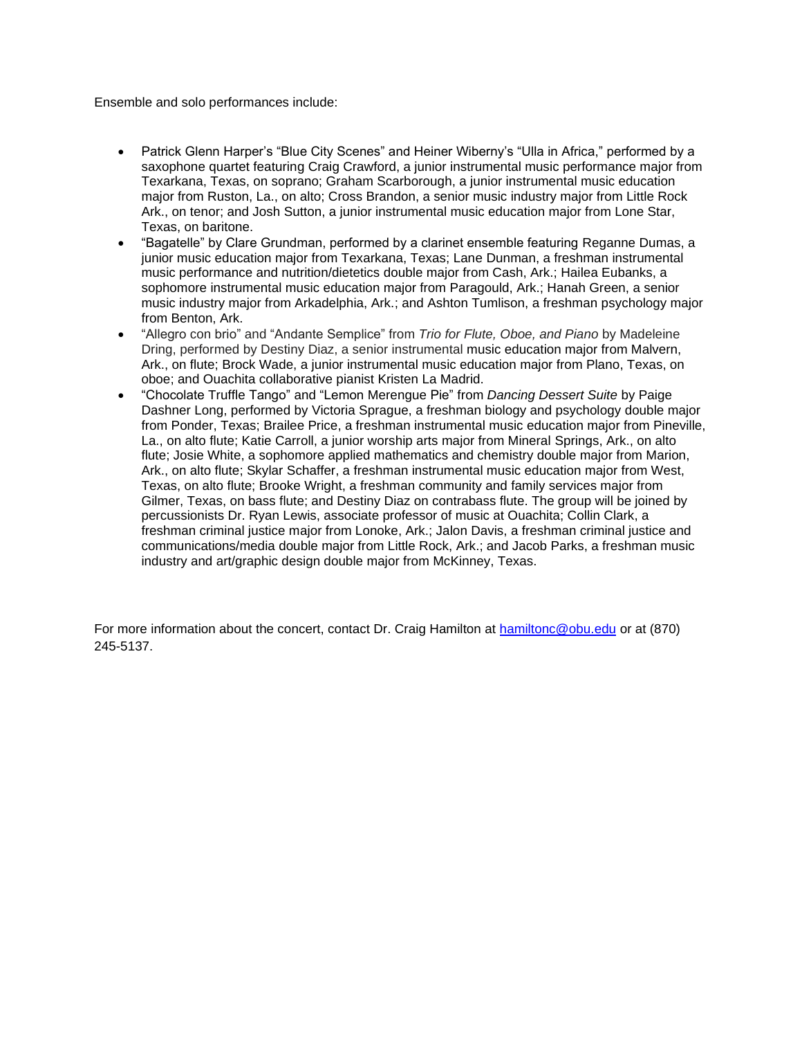Ensemble and solo performances include:

- Patrick Glenn Harper's "Blue City Scenes" and Heiner Wiberny's "Ulla in Africa," performed by a saxophone quartet featuring Craig Crawford, a junior instrumental music performance major from Texarkana, Texas, on soprano; Graham Scarborough, a junior instrumental music education major from Ruston, La., on alto; Cross Brandon, a senior music industry major from Little Rock Ark., on tenor; and Josh Sutton, a junior instrumental music education major from Lone Star, Texas, on baritone.
- "Bagatelle" by Clare Grundman, performed by a clarinet ensemble featuring Reganne Dumas, a junior music education major from Texarkana, Texas; Lane Dunman, a freshman instrumental music performance and nutrition/dietetics double major from Cash, Ark.; Hailea Eubanks, a sophomore instrumental music education major from Paragould, Ark.; Hanah Green, a senior music industry major from Arkadelphia, Ark.; and Ashton Tumlison, a freshman psychology major from Benton, Ark.
- "Allegro con brio" and "Andante Semplice" from *Trio for Flute, Oboe, and Piano* by Madeleine Dring, performed by Destiny Diaz, a senior instrumental music education major from Malvern, Ark., on flute; Brock Wade, a junior instrumental music education major from Plano, Texas, on oboe; and Ouachita collaborative pianist Kristen La Madrid.
- "Chocolate Truffle Tango" and "Lemon Merengue Pie" from *Dancing Dessert Suite* by Paige Dashner Long, performed by Victoria Sprague, a freshman biology and psychology double major from Ponder, Texas; Brailee Price, a freshman instrumental music education major from Pineville, La., on alto flute; Katie Carroll, a junior worship arts major from Mineral Springs, Ark., on alto flute; Josie White, a sophomore applied mathematics and chemistry double major from Marion, Ark., on alto flute; Skylar Schaffer, a freshman instrumental music education major from West, Texas, on alto flute; Brooke Wright, a freshman community and family services major from Gilmer, Texas, on bass flute; and Destiny Diaz on contrabass flute. The group will be joined by percussionists Dr. Ryan Lewis, associate professor of music at Ouachita; Collin Clark, a freshman criminal justice major from Lonoke, Ark.; Jalon Davis, a freshman criminal justice and communications/media double major from Little Rock, Ark.; and Jacob Parks, a freshman music industry and art/graphic design double major from McKinney, Texas.

For more information about the concert, contact Dr. Craig Hamilton at [hamiltonc@obu.edu](mailto:hamiltonc@obu.edu) or at (870) 245-5137.